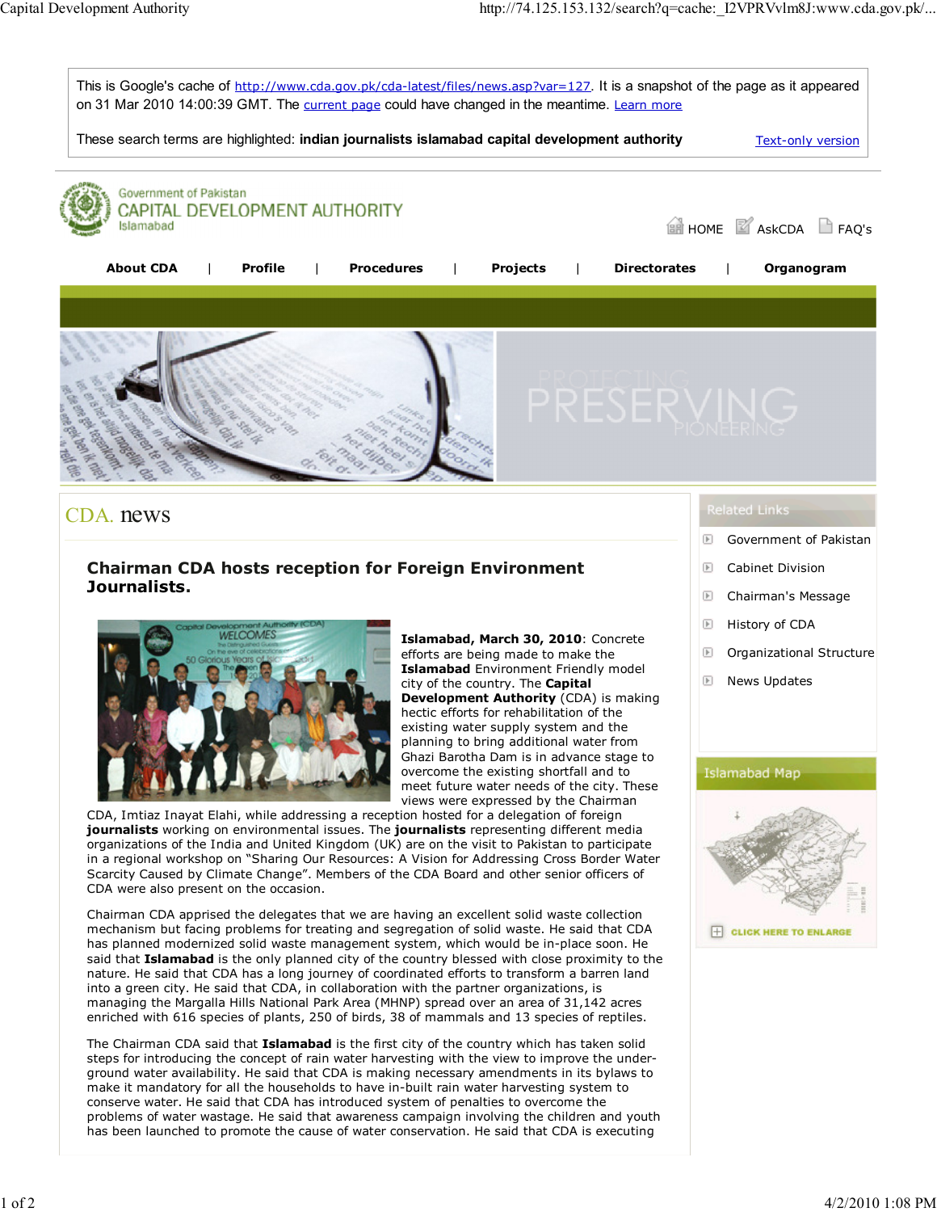This is Google's cache of http://www.cda.gov.pk/cda-latest/files/news.asp?var=127. It is a snapshot of the page as it appeared on 31 Mar 2010 14:00:39 GMT. The current page could have changed in the meantime. Learn more

These search terms are highlighted: **indian journalists islamabad capital development authority** Text-only version

Government of Pakistan
CAPITAL DEVELOPMENT AUTHORITY
Islamabad

HOME AskCDA FAQ's

**About CDA** | **Profile** | **Procedures** | **Projects** | **Directorates** | **Organogram**

PROTECTING PRESERVING PIONEERING

# CDA. news

## Chairman CDA hosts reception for Foreign Environment Journalists.

**Islamabad, March 30, 2010**: Concrete efforts are being made to make the **Islamabad** Environment Friendly model city of the country. The **Capital Development Authority** (CDA) is making hectic efforts for rehabilitation of the existing water supply system and the planning to bring additional water from Ghazi Barotha Dam is in advance stage to overcome the existing shortfall and to meet future water needs of the city. These views were expressed by the Chairman CDA, Imtiaz Inayat Elahi, while addressing a reception hosted for a delegation of foreign **journalists** working on environmental issues. The **journalists** representing different media organizations of the India and United Kingdom (UK) are on the visit to Pakistan to participate in a regional workshop on "Sharing Our Resources: A Vision for Addressing Cross Border Water Scarcity Caused by Climate Change". Members of the CDA Board and other senior officers of CDA were also present on the occasion.

Chairman CDA apprised the delegates that we are having an excellent solid waste collection mechanism but facing problems for treating and segregation of solid waste. He said that CDA has planned modernized solid waste management system, which would be in-place soon. He said that **Islamabad** is the only planned city of the country blessed with close proximity to the nature. He said that CDA has a long journey of coordinated efforts to transform a barren land into a green city. He said that CDA, in collaboration with the partner organizations, is managing the Margalla Hills National Park Area (MHNP) spread over an area of 31,142 acres enriched with 616 species of plants, 250 of birds, 38 of mammals and 13 species of reptiles.

The Chairman CDA said that **Islamabad** is the first city of the country which has taken solid steps for introducing the concept of rain water harvesting with the view to improve the under-ground water availability. He said that CDA is making necessary amendments in its bylaws to make it mandatory for all the households to have in-built rain water harvesting system to conserve water. He said that CDA has introduced system of penalties to overcome the problems of water wastage. He said that awareness campaign involving the children and youth has been launched to promote the cause of water conservation. He said that CDA is executing

**Related Links**

- Government of Pakistan
- Cabinet Division
- Chairman's Message
- History of CDA
- Organizational Structure
- News Updates

**Islamabad Map**

CLICK HERE TO ENLARGE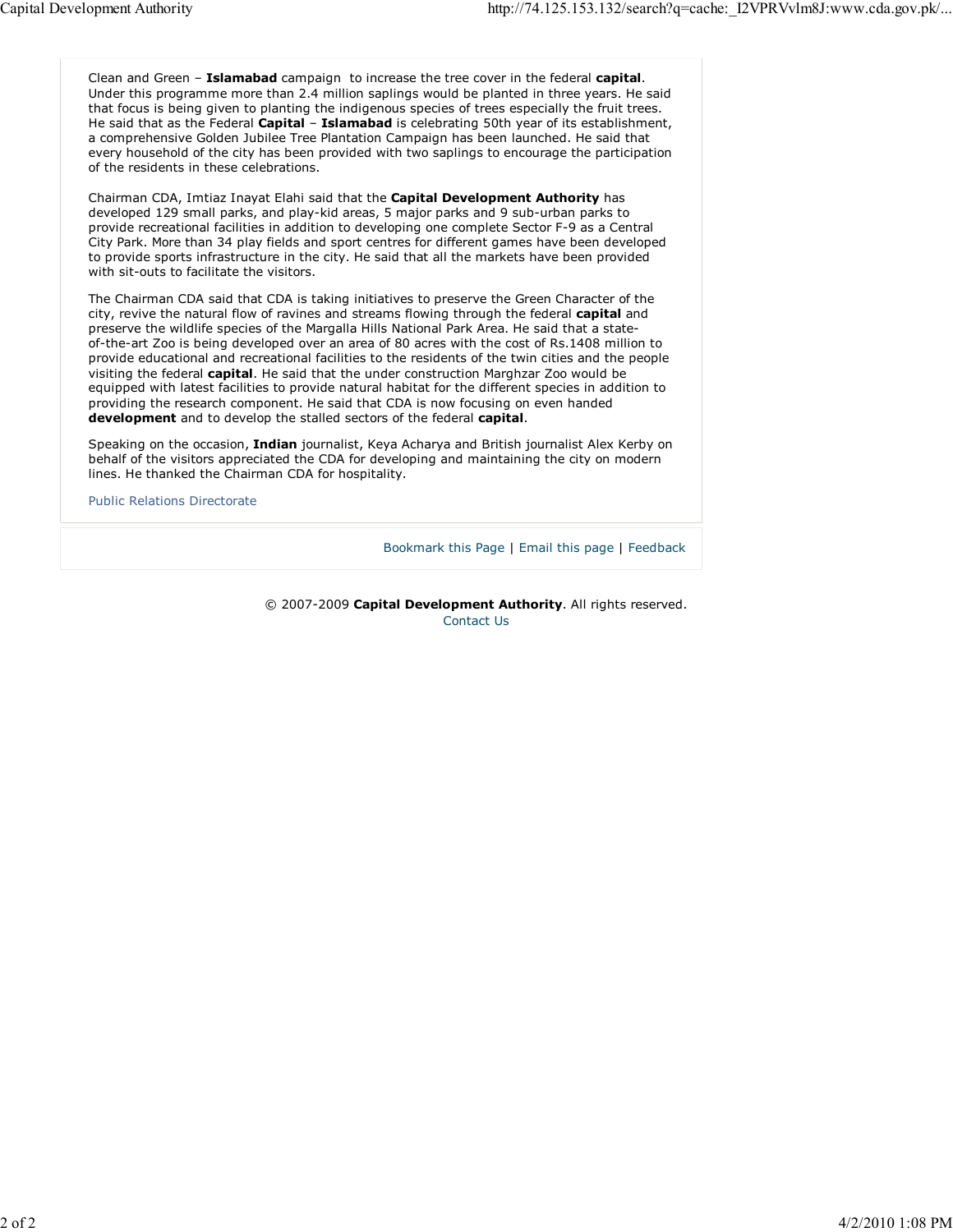Clean and Green – **Islamabad** campaign to increase the tree cover in the federal **capital**. Under this programme more than 2.4 million saplings would be planted in three years. He said that focus is being given to planting the indigenous species of trees especially the fruit trees. He said that as the Federal **Capital** – **Islamabad** is celebrating 50th year of its establishment, a comprehensive Golden Jubilee Tree Plantation Campaign has been launched. He said that every household of the city has been provided with two saplings to encourage the participation of the residents in these celebrations.

Chairman CDA, Imtiaz Inayat Elahi said that the **Capital Development Authority** has developed 129 small parks, and play-kid areas, 5 major parks and 9 sub-urban parks to provide recreational facilities in addition to developing one complete Sector F-9 as a Central City Park. More than 34 play fields and sport centres for different games have been developed to provide sports infrastructure in the city. He said that all the markets have been provided with sit-outs to facilitate the visitors.

The Chairman CDA said that CDA is taking initiatives to preserve the Green Character of the city, revive the natural flow of ravines and streams flowing through the federal **capital** and preserve the wildlife species of the Margalla Hills National Park Area. He said that a state-of-the-art Zoo is being developed over an area of 80 acres with the cost of Rs.1408 million to provide educational and recreational facilities to the residents of the twin cities and the people visiting the federal **capital**. He said that the under construction Marghzar Zoo would be equipped with latest facilities to provide natural habitat for the different species in addition to providing the research component. He said that CDA is now focusing on even handed **development** and to develop the stalled sectors of the federal **capital**.

Speaking on the occasion, **Indian** journalist, Keya Acharya and British journalist Alex Kerby on behalf of the visitors appreciated the CDA for developing and maintaining the city on modern lines. He thanked the Chairman CDA for hospitality.

Public Relations Directorate

Bookmark this Page | Email this page | Feedback

© 2007-2009 **Capital Development Authority**. All rights reserved.
Contact Us